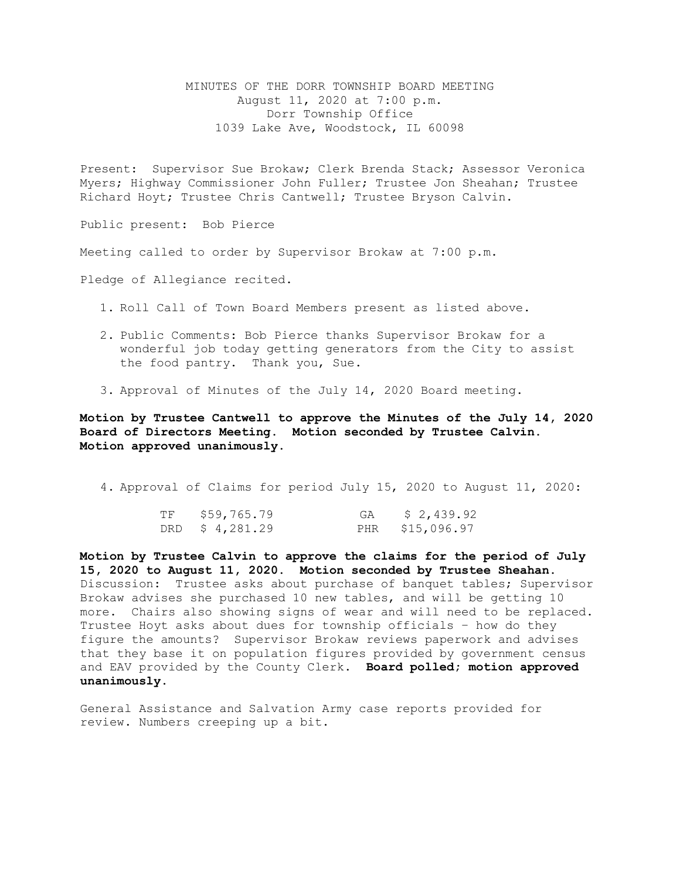# MINUTES OF THE DORR TOWNSHIP BOARD MEETING

August 11, 2020 at 7:00 p.m.
Dorr Township Office
1039 Lake Ave, Woodstock, IL 60098

Present: Supervisor Sue Brokaw; Clerk Brenda Stack; Assessor Veronica Myers; Highway Commissioner John Fuller; Trustee Jon Sheahan; Trustee Richard Hoyt; Trustee Chris Cantwell; Trustee Bryson Calvin.

Public present: Bob Pierce

Meeting called to order by Supervisor Brokaw at 7:00 p.m.

Pledge of Allegiance recited.

1. Roll Call of Town Board Members present as listed above.

2. Public Comments: Bob Pierce thanks Supervisor Brokaw for a wonderful job today getting generators from the City to assist the food pantry. Thank you, Sue.

3. Approval of Minutes of the July 14, 2020 Board meeting.

**Motion by Trustee Cantwell to approve the Minutes of the July 14, 2020 Board of Directors Meeting. Motion seconded by Trustee Calvin. Motion approved unanimously.**

4. Approval of Claims for period July 15, 2020 to August 11, 2020:

| | | | |
|---|---|---|---|
| TF | $59,765.79 | GA | $ 2,439.92 |
| DRD | $ 4,281.29 | PHR | $15,096.97 |

**Motion by Trustee Calvin to approve the claims for the period of July 15, 2020 to August 11, 2020. Motion seconded by Trustee Sheahan.** Discussion: Trustee asks about purchase of banquet tables; Supervisor Brokaw advises she purchased 10 new tables, and will be getting 10 more. Chairs also showing signs of wear and will need to be replaced. Trustee Hoyt asks about dues for township officials – how do they figure the amounts? Supervisor Brokaw reviews paperwork and advises that they base it on population figures provided by government census and EAV provided by the County Clerk. **Board polled; motion approved unanimously.**

General Assistance and Salvation Army case reports provided for review. Numbers creeping up a bit.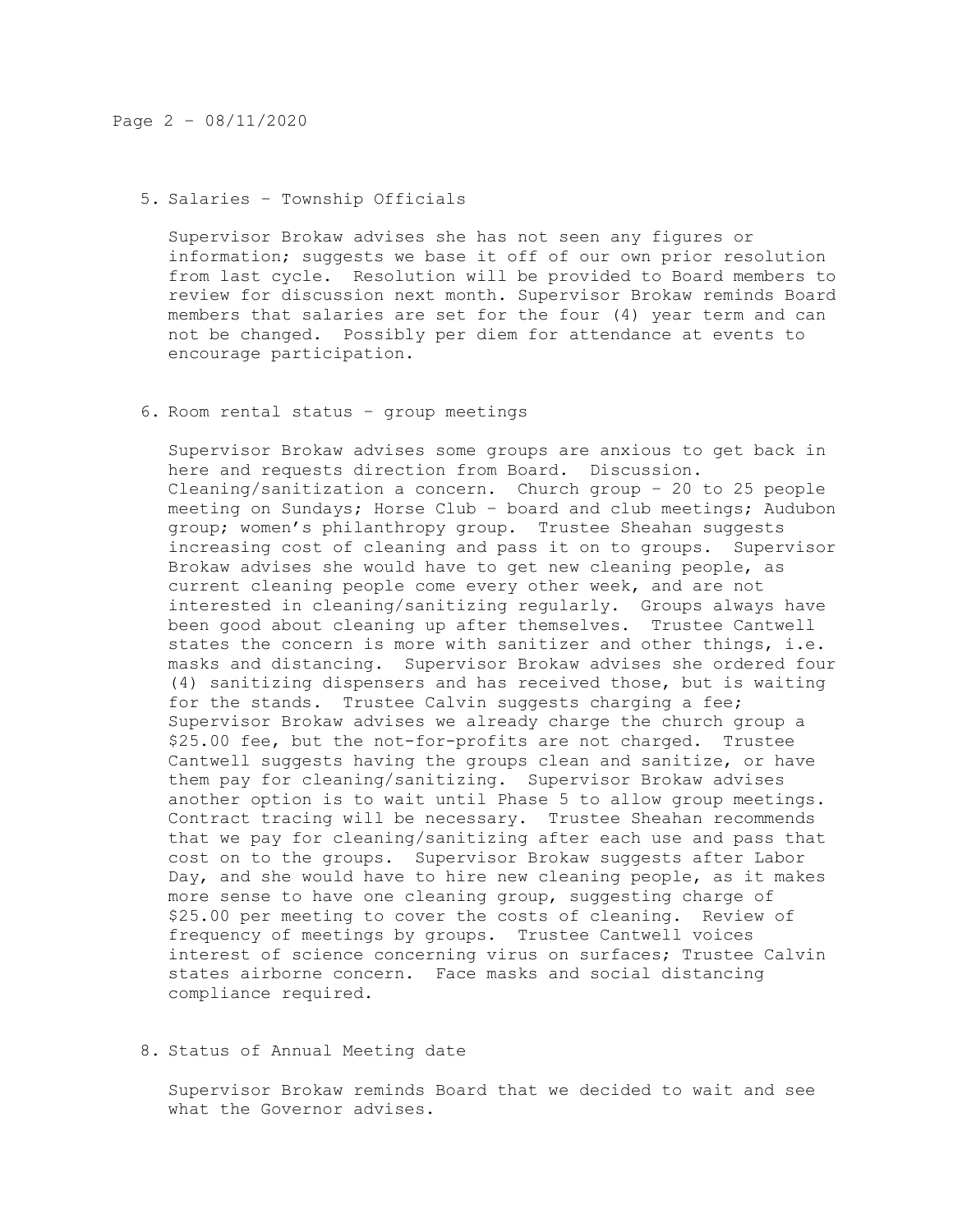5. Salaries – Township Officials

   Supervisor Brokaw advises she has not seen any figures or information; suggests we base it off of our own prior resolution from last cycle. Resolution will be provided to Board members to review for discussion next month. Supervisor Brokaw reminds Board members that salaries are set for the four (4) year term and can not be changed. Possibly per diem for attendance at events to encourage participation.

6. Room rental status – group meetings

   Supervisor Brokaw advises some groups are anxious to get back in here and requests direction from Board. Discussion. Cleaning/sanitization a concern. Church group – 20 to 25 people meeting on Sundays; Horse Club – board and club meetings; Audubon group; women's philanthropy group. Trustee Sheahan suggests increasing cost of cleaning and pass it on to groups. Supervisor Brokaw advises she would have to get new cleaning people, as current cleaning people come every other week, and are not interested in cleaning/sanitizing regularly. Groups always have been good about cleaning up after themselves. Trustee Cantwell states the concern is more with sanitizer and other things, i.e. masks and distancing. Supervisor Brokaw advises she ordered four (4) sanitizing dispensers and has received those, but is waiting for the stands. Trustee Calvin suggests charging a fee; Supervisor Brokaw advises we already charge the church group a $25.00 fee, but the not-for-profits are not charged. Trustee Cantwell suggests having the groups clean and sanitize, or have them pay for cleaning/sanitizing. Supervisor Brokaw advises another option is to wait until Phase 5 to allow group meetings. Contract tracing will be necessary. Trustee Sheahan recommends that we pay for cleaning/sanitizing after each use and pass that cost on to the groups. Supervisor Brokaw suggests after Labor Day, and she would have to hire new cleaning people, as it makes more sense to have one cleaning group, suggesting charge of $25.00 per meeting to cover the costs of cleaning. Review of frequency of meetings by groups. Trustee Cantwell voices interest of science concerning virus on surfaces; Trustee Calvin states airborne concern. Face masks and social distancing compliance required.

8. Status of Annual Meeting date

   Supervisor Brokaw reminds Board that we decided to wait and see what the Governor advises.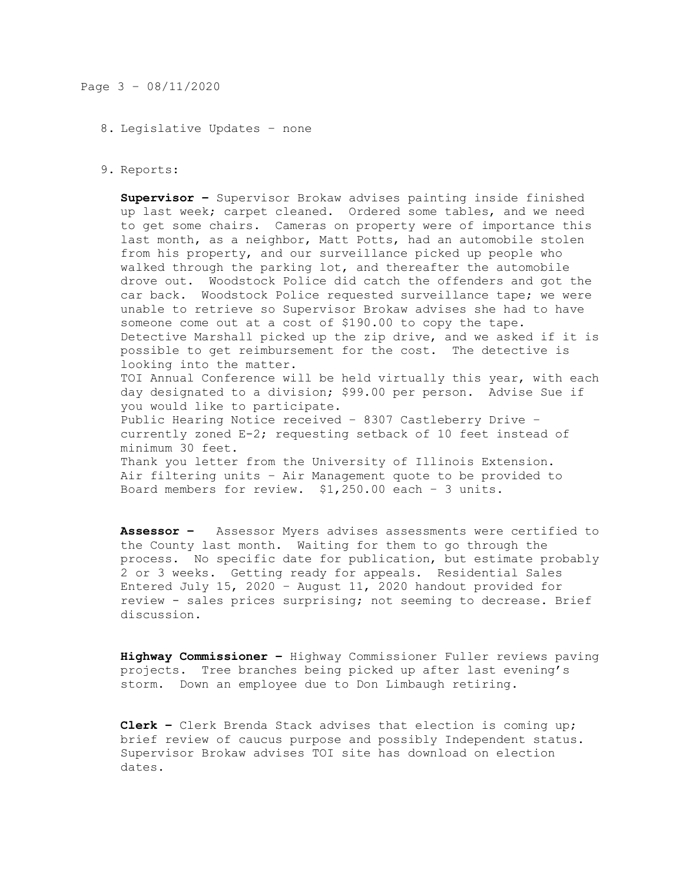8. Legislative Updates – none

9. Reports:

   **Supervisor –** Supervisor Brokaw advises painting inside finished up last week; carpet cleaned. Ordered some tables, and we need to get some chairs. Cameras on property were of importance this last month, as a neighbor, Matt Potts, had an automobile stolen from his property, and our surveillance picked up people who walked through the parking lot, and thereafter the automobile drove out. Woodstock Police did catch the offenders and got the car back. Woodstock Police requested surveillance tape; we were unable to retrieve so Supervisor Brokaw advises she had to have someone come out at a cost of $190.00 to copy the tape. Detective Marshall picked up the zip drive, and we asked if it is possible to get reimbursement for the cost. The detective is looking into the matter.
   TOI Annual Conference will be held virtually this year, with each day designated to a division; $99.00 per person. Advise Sue if you would like to participate.
   Public Hearing Notice received – 8307 Castleberry Drive – currently zoned E-2; requesting setback of 10 feet instead of minimum 30 feet.
   Thank you letter from the University of Illinois Extension.
   Air filtering units – Air Management quote to be provided to Board members for review. $1,250.00 each – 3 units.

   **Assessor –** Assessor Myers advises assessments were certified to the County last month. Waiting for them to go through the process. No specific date for publication, but estimate probably 2 or 3 weeks. Getting ready for appeals. Residential Sales Entered July 15, 2020 – August 11, 2020 handout provided for review - sales prices surprising; not seeming to decrease. Brief discussion.

   **Highway Commissioner –** Highway Commissioner Fuller reviews paving projects. Tree branches being picked up after last evening's storm. Down an employee due to Don Limbaugh retiring.

   **Clerk –** Clerk Brenda Stack advises that election is coming up; brief review of caucus purpose and possibly Independent status. Supervisor Brokaw advises TOI site has download on election dates.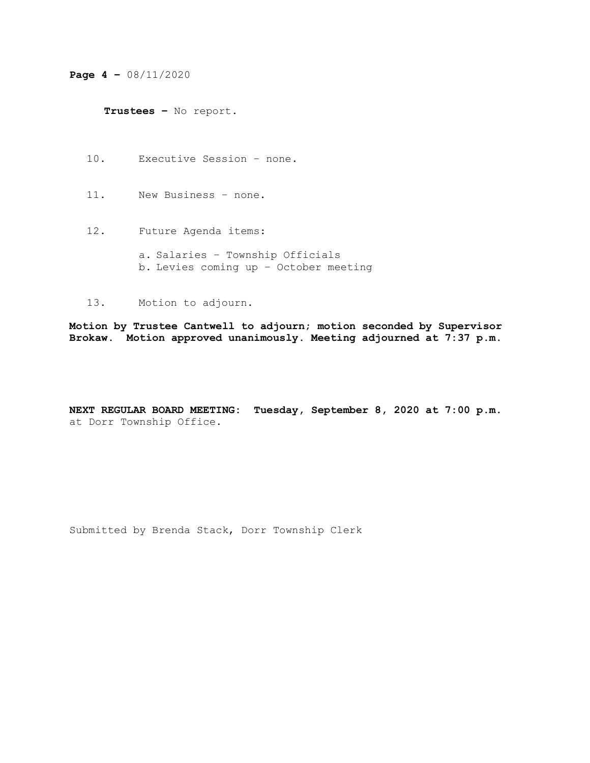**Trustees –** No report.

10. Executive Session – none.

11. New Business – none.

12. Future Agenda items:

    a. Salaries – Township Officials
    b. Levies coming up – October meeting

13. Motion to adjourn.

**Motion by Trustee Cantwell to adjourn; motion seconded by Supervisor Brokaw. Motion approved unanimously. Meeting adjourned at 7:37 p.m.**

**NEXT REGULAR BOARD MEETING: Tuesday, September 8, 2020 at 7:00 p.m.** at Dorr Township Office.

Submitted by Brenda Stack, Dorr Township Clerk